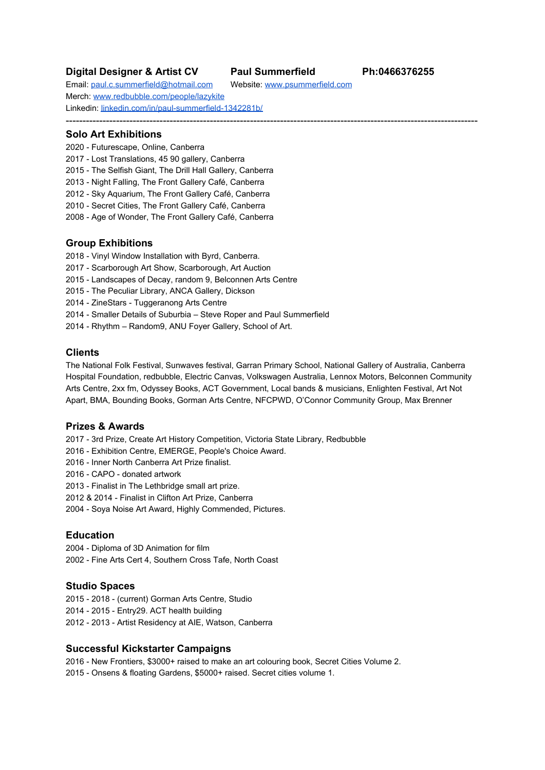**Digital Designer & Artist CV** **Paul Summerfield** **Ph:0466376255**

Email: paul.c.summerfield@hotmail.com Website: www.psummerfield.com
Merch: www.redbubble.com/people/lazykite
Linkedin: linkedin.com/in/paul-summerfield-1342281b/

---

## Solo Art Exhibitions

2020 - Futurescape, Online, Canberra
2017 - Lost Translations, 45 90 gallery, Canberra
2015 - The Selfish Giant, The Drill Hall Gallery, Canberra
2013 - Night Falling, The Front Gallery Café, Canberra
2012 - Sky Aquarium, The Front Gallery Café, Canberra
2010 - Secret Cities, The Front Gallery Café, Canberra
2008 - Age of Wonder, The Front Gallery Café, Canberra

## Group Exhibitions

2018 - Vinyl Window Installation with Byrd, Canberra.
2017 - Scarborough Art Show, Scarborough, Art Auction
2015 - Landscapes of Decay, random 9, Belconnen Arts Centre
2015 - The Peculiar Library, ANCA Gallery, Dickson
2014 - ZineStars - Tuggeranong Arts Centre
2014 - Smaller Details of Suburbia – Steve Roper and Paul Summerfield
2014 - Rhythm – Random9, ANU Foyer Gallery, School of Art.

## Clients

The National Folk Festival, Sunwaves festival, Garran Primary School, National Gallery of Australia, Canberra Hospital Foundation, redbubble, Electric Canvas, Volkswagen Australia, Lennox Motors, Belconnen Community Arts Centre, 2xx fm, Odyssey Books, ACT Government, Local bands & musicians, Enlighten Festival, Art Not Apart, BMA, Bounding Books, Gorman Arts Centre, NFCPWD, O'Connor Community Group, Max Brenner

## Prizes & Awards

2017 - 3rd Prize, Create Art History Competition, Victoria State Library, Redbubble
2016 - Exhibition Centre, EMERGE, People's Choice Award.
2016 - Inner North Canberra Art Prize finalist.
2016 - CAPO - donated artwork
2013 - Finalist in The Lethbridge small art prize.
2012 & 2014 - Finalist in Clifton Art Prize, Canberra
2004 - Soya Noise Art Award, Highly Commended, Pictures.

## Education

2004 - Diploma of 3D Animation for film
2002 - Fine Arts Cert 4, Southern Cross Tafe, North Coast

## Studio Spaces

2015 - 2018 - (current) Gorman Arts Centre, Studio
2014 - 2015 - Entry29. ACT health building
2012 - 2013 - Artist Residency at AIE, Watson, Canberra

## Successful Kickstarter Campaigns

2016 - New Frontiers, $3000+ raised to make an art colouring book, Secret Cities Volume 2.
2015 - Onsens & floating Gardens, $5000+ raised. Secret cities volume 1.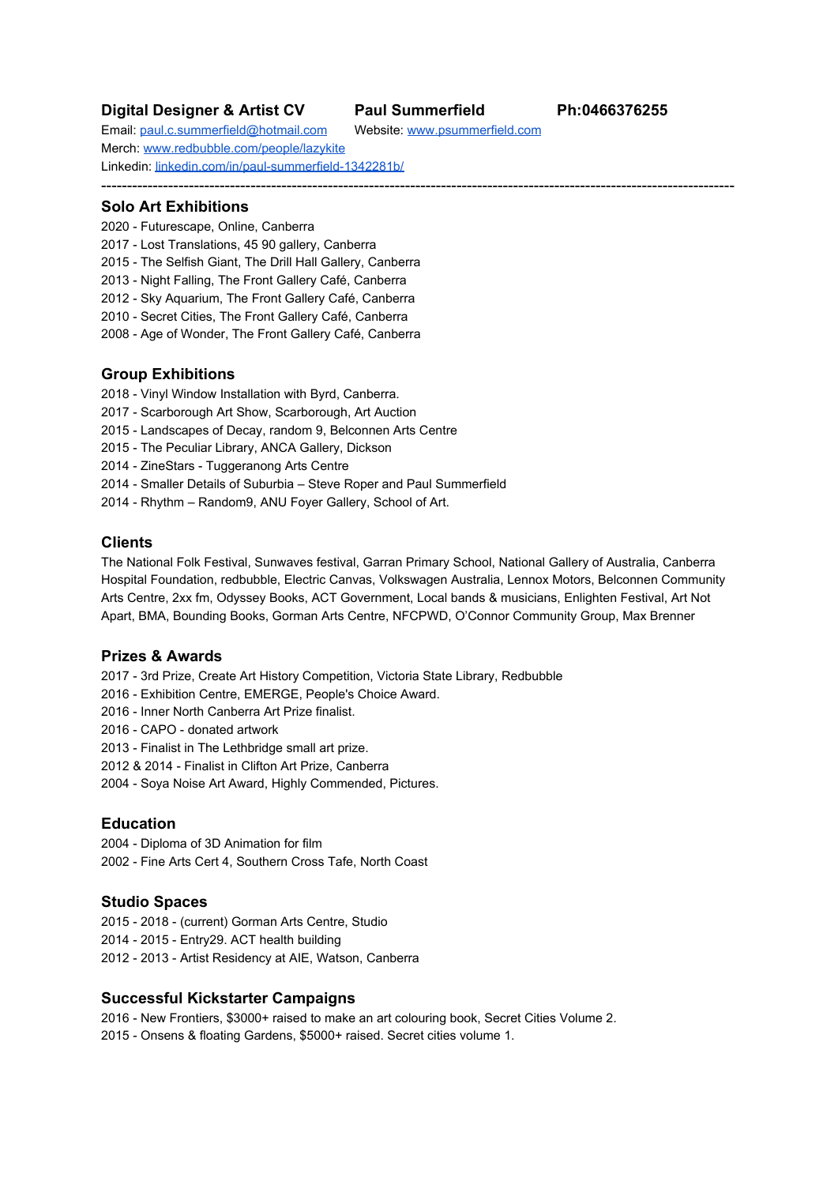**Digital Designer & Artist CV** **Paul Summerfield** **Ph:0466376255**

Email: [paul.c.summerfield@hotmail.com](mailto:paul.c.summerfield@hotmail.com) Website: [www.psummerfield.com](http://www.psummerfield.com)
Merch: [www.redbubble.com/people/lazykite](http://www.redbubble.com/people/lazykite)
Linkedin: [linkedin.com/in/paul-summerfield-1342281b/](https://linkedin.com/in/paul-summerfield-1342281b/)

---

## Solo Art Exhibitions

2020 - Futurescape, Online, Canberra
2017 - Lost Translations, 45 90 gallery, Canberra
2015 - The Selfish Giant, The Drill Hall Gallery, Canberra
2013 - Night Falling, The Front Gallery Café, Canberra
2012 - Sky Aquarium, The Front Gallery Café, Canberra
2010 - Secret Cities, The Front Gallery Café, Canberra
2008 - Age of Wonder, The Front Gallery Café, Canberra

## Group Exhibitions

2018 - Vinyl Window Installation with Byrd, Canberra.
2017 - Scarborough Art Show, Scarborough, Art Auction
2015 - Landscapes of Decay, random 9, Belconnen Arts Centre
2015 - The Peculiar Library, ANCA Gallery, Dickson
2014 - ZineStars - Tuggeranong Arts Centre
2014 - Smaller Details of Suburbia – Steve Roper and Paul Summerfield
2014 - Rhythm – Random9, ANU Foyer Gallery, School of Art.

## Clients

The National Folk Festival, Sunwaves festival, Garran Primary School, National Gallery of Australia, Canberra Hospital Foundation, redbubble, Electric Canvas, Volkswagen Australia, Lennox Motors, Belconnen Community Arts Centre, 2xx fm, Odyssey Books, ACT Government, Local bands & musicians, Enlighten Festival, Art Not Apart, BMA, Bounding Books, Gorman Arts Centre, NFCPWD, O'Connor Community Group, Max Brenner

## Prizes & Awards

2017 - 3rd Prize, Create Art History Competition, Victoria State Library, Redbubble
2016 - Exhibition Centre, EMERGE, People's Choice Award.
2016 - Inner North Canberra Art Prize finalist.
2016 - CAPO - donated artwork
2013 - Finalist in The Lethbridge small art prize.
2012 & 2014 - Finalist in Clifton Art Prize, Canberra
2004 - Soya Noise Art Award, Highly Commended, Pictures.

## Education

2004 - Diploma of 3D Animation for film
2002 - Fine Arts Cert 4, Southern Cross Tafe, North Coast

## Studio Spaces

2015 - 2018 - (current) Gorman Arts Centre, Studio
2014 - 2015 - Entry29. ACT health building
2012 - 2013 - Artist Residency at AIE, Watson, Canberra

## Successful Kickstarter Campaigns

2016 - New Frontiers, $3000+ raised to make an art colouring book, Secret Cities Volume 2.
2015 - Onsens & floating Gardens, $5000+ raised. Secret cities volume 1.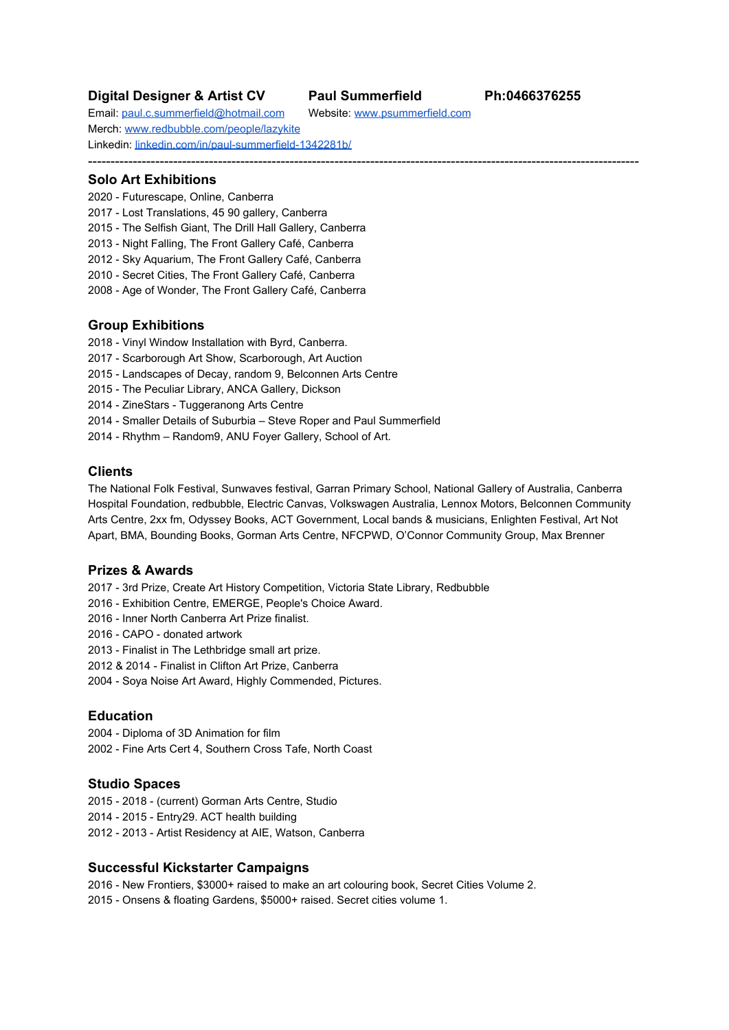**Digital Designer & Artist CV** **Paul Summerfield** **Ph:0466376255**

Email: [paul.c.summerfield@hotmail.com](mailto:paul.c.summerfield@hotmail.com) Website: [www.psummerfield.com](http://www.psummerfield.com)

Merch: [www.redbubble.com/people/lazykite](http://www.redbubble.com/people/lazykite)

Linkedin: [linkedin.com/in/paul-summerfield-1342281b/](https://linkedin.com/in/paul-summerfield-1342281b/)

---

## Solo Art Exhibitions

2020 - Futurescape, Online, Canberra
2017 - Lost Translations, 45 90 gallery, Canberra
2015 - The Selfish Giant, The Drill Hall Gallery, Canberra
2013 - Night Falling, The Front Gallery Café, Canberra
2012 - Sky Aquarium, The Front Gallery Café, Canberra
2010 - Secret Cities, The Front Gallery Café, Canberra
2008 - Age of Wonder, The Front Gallery Café, Canberra

## Group Exhibitions

2018 - Vinyl Window Installation with Byrd, Canberra.
2017 - Scarborough Art Show, Scarborough, Art Auction
2015 - Landscapes of Decay, random 9, Belconnen Arts Centre
2015 - The Peculiar Library, ANCA Gallery, Dickson
2014 - ZineStars - Tuggeranong Arts Centre
2014 - Smaller Details of Suburbia – Steve Roper and Paul Summerfield
2014 - Rhythm – Random9, ANU Foyer Gallery, School of Art.

## Clients

The National Folk Festival, Sunwaves festival, Garran Primary School, National Gallery of Australia, Canberra Hospital Foundation, redbubble, Electric Canvas, Volkswagen Australia, Lennox Motors, Belconnen Community Arts Centre, 2xx fm, Odyssey Books, ACT Government, Local bands & musicians, Enlighten Festival, Art Not Apart, BMA, Bounding Books, Gorman Arts Centre, NFCPWD, O'Connor Community Group, Max Brenner

## Prizes & Awards

2017 - 3rd Prize, Create Art History Competition, Victoria State Library, Redbubble
2016 - Exhibition Centre, EMERGE, People's Choice Award.
2016 - Inner North Canberra Art Prize finalist.
2016 - CAPO - donated artwork
2013 - Finalist in The Lethbridge small art prize.
2012 & 2014 - Finalist in Clifton Art Prize, Canberra
2004 - Soya Noise Art Award, Highly Commended, Pictures.

## Education

2004 - Diploma of 3D Animation for film
2002 - Fine Arts Cert 4, Southern Cross Tafe, North Coast

## Studio Spaces

2015 - 2018 - (current) Gorman Arts Centre, Studio
2014 - 2015 - Entry29. ACT health building
2012 - 2013 - Artist Residency at AIE, Watson, Canberra

## Successful Kickstarter Campaigns

2016 - New Frontiers, $3000+ raised to make an art colouring book, Secret Cities Volume 2.
2015 - Onsens & floating Gardens, $5000+ raised. Secret cities volume 1.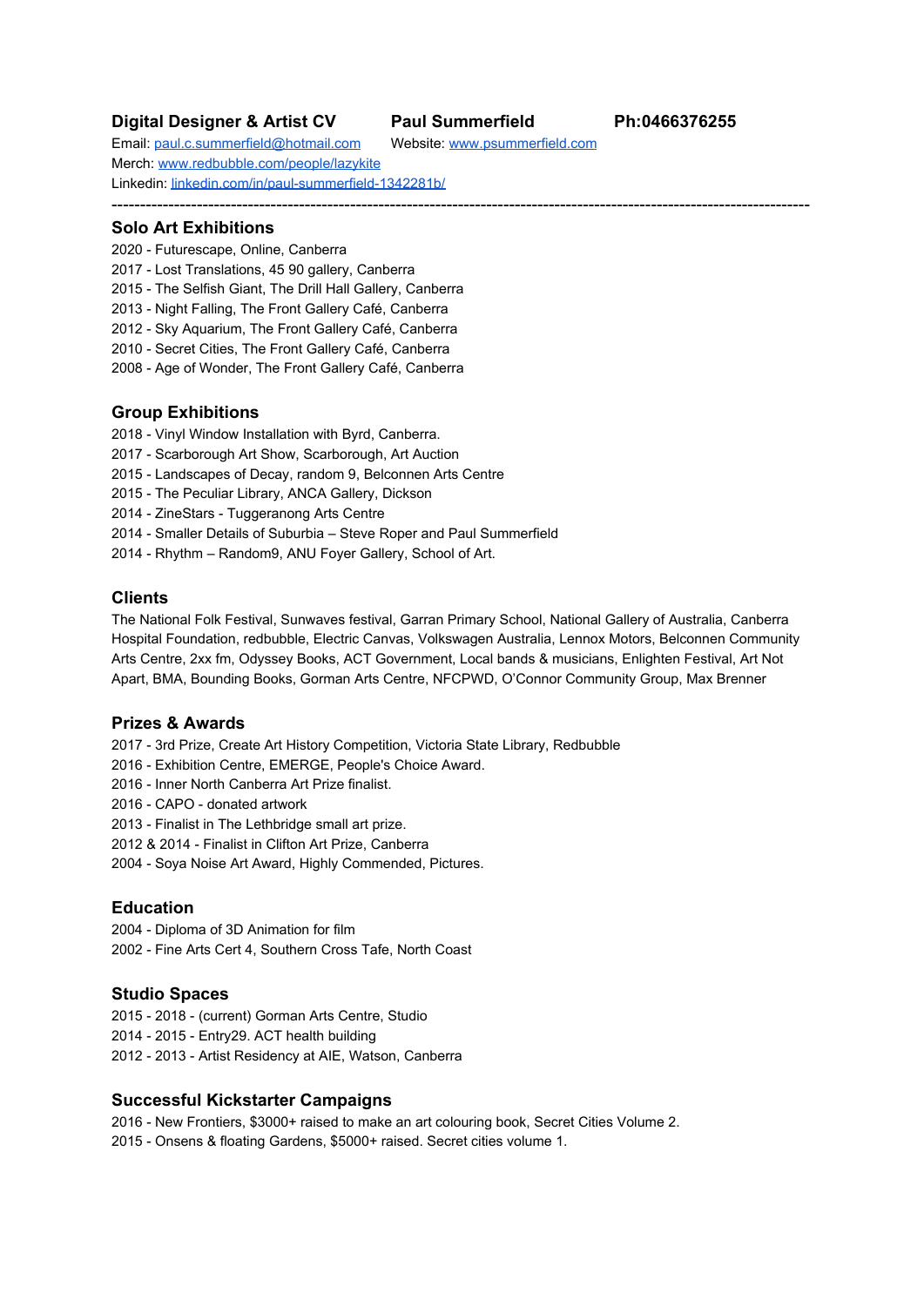**Digital Designer & Artist CV** **Paul Summerfield** **Ph:0466376255**

Email: [paul.c.summerfield@hotmail.com](mailto:paul.c.summerfield@hotmail.com) Website: [www.psummerfield.com](http://www.psummerfield.com)

Merch: [www.redbubble.com/people/lazykite](http://www.redbubble.com/people/lazykite)

Linkedin: [linkedin.com/in/paul-summerfield-1342281b/](https://linkedin.com/in/paul-summerfield-1342281b/)

---

## Solo Art Exhibitions

2020 - Futurescape, Online, Canberra
2017 - Lost Translations, 45 90 gallery, Canberra
2015 - The Selfish Giant, The Drill Hall Gallery, Canberra
2013 - Night Falling, The Front Gallery Café, Canberra
2012 - Sky Aquarium, The Front Gallery Café, Canberra
2010 - Secret Cities, The Front Gallery Café, Canberra
2008 - Age of Wonder, The Front Gallery Café, Canberra

## Group Exhibitions

2018 - Vinyl Window Installation with Byrd, Canberra.
2017 - Scarborough Art Show, Scarborough, Art Auction
2015 - Landscapes of Decay, random 9, Belconnen Arts Centre
2015 - The Peculiar Library, ANCA Gallery, Dickson
2014 - ZineStars - Tuggeranong Arts Centre
2014 - Smaller Details of Suburbia – Steve Roper and Paul Summerfield
2014 - Rhythm – Random9, ANU Foyer Gallery, School of Art.

## Clients

The National Folk Festival, Sunwaves festival, Garran Primary School, National Gallery of Australia, Canberra Hospital Foundation, redbubble, Electric Canvas, Volkswagen Australia, Lennox Motors, Belconnen Community Arts Centre, 2xx fm, Odyssey Books, ACT Government, Local bands & musicians, Enlighten Festival, Art Not Apart, BMA, Bounding Books, Gorman Arts Centre, NFCPWD, O'Connor Community Group, Max Brenner

## Prizes & Awards

2017 - 3rd Prize, Create Art History Competition, Victoria State Library, Redbubble
2016 - Exhibition Centre, EMERGE, People's Choice Award.
2016 - Inner North Canberra Art Prize finalist.
2016 - CAPO - donated artwork
2013 - Finalist in The Lethbridge small art prize.
2012 & 2014 - Finalist in Clifton Art Prize, Canberra
2004 - Soya Noise Art Award, Highly Commended, Pictures.

## Education

2004 - Diploma of 3D Animation for film
2002 - Fine Arts Cert 4, Southern Cross Tafe, North Coast

## Studio Spaces

2015 - 2018 - (current) Gorman Arts Centre, Studio
2014 - 2015 - Entry29. ACT health building
2012 - 2013 - Artist Residency at AIE, Watson, Canberra

## Successful Kickstarter Campaigns

2016 - New Frontiers, $3000+ raised to make an art colouring book, Secret Cities Volume 2.
2015 - Onsens & floating Gardens, $5000+ raised. Secret cities volume 1.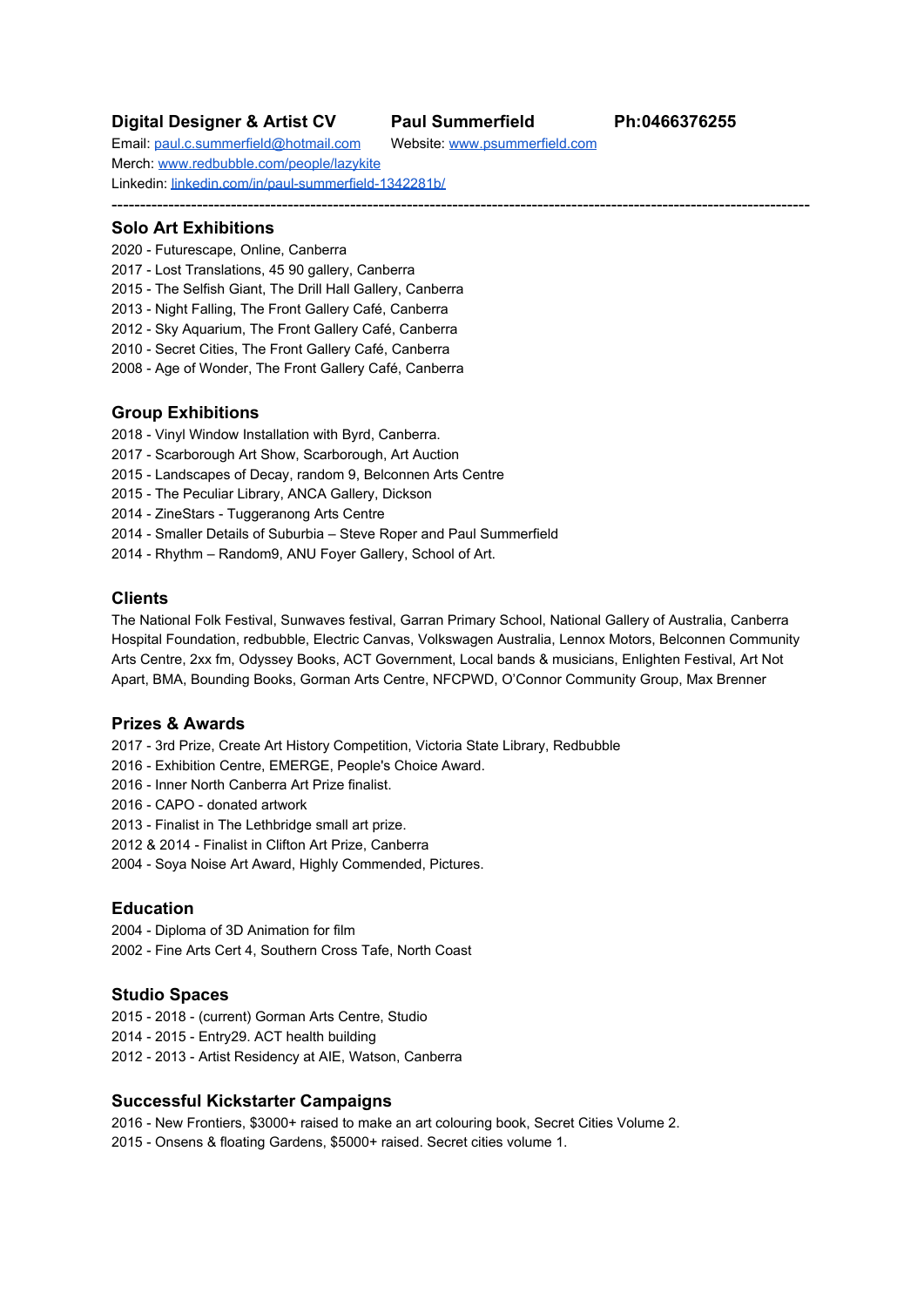**Digital Designer & Artist CV** **Paul Summerfield** **Ph:0466376255**

Email: [paul.c.summerfield@hotmail.com](mailto:paul.c.summerfield@hotmail.com) Website: [www.psummerfield.com](http://www.psummerfield.com)

Merch: [www.redbubble.com/people/lazykite](http://www.redbubble.com/people/lazykite)

Linkedin: [linkedin.com/in/paul-summerfield-1342281b/](https://linkedin.com/in/paul-summerfield-1342281b/)

---

## Solo Art Exhibitions

2020 - Futurescape, Online, Canberra
2017 - Lost Translations, 45 90 gallery, Canberra
2015 - The Selfish Giant, The Drill Hall Gallery, Canberra
2013 - Night Falling, The Front Gallery Café, Canberra
2012 - Sky Aquarium, The Front Gallery Café, Canberra
2010 - Secret Cities, The Front Gallery Café, Canberra
2008 - Age of Wonder, The Front Gallery Café, Canberra

## Group Exhibitions

2018 - Vinyl Window Installation with Byrd, Canberra.
2017 - Scarborough Art Show, Scarborough, Art Auction
2015 - Landscapes of Decay, random 9, Belconnen Arts Centre
2015 - The Peculiar Library, ANCA Gallery, Dickson
2014 - ZineStars - Tuggeranong Arts Centre
2014 - Smaller Details of Suburbia – Steve Roper and Paul Summerfield
2014 - Rhythm – Random9, ANU Foyer Gallery, School of Art.

## Clients

The National Folk Festival, Sunwaves festival, Garran Primary School, National Gallery of Australia, Canberra Hospital Foundation, redbubble, Electric Canvas, Volkswagen Australia, Lennox Motors, Belconnen Community Arts Centre, 2xx fm, Odyssey Books, ACT Government, Local bands & musicians, Enlighten Festival, Art Not Apart, BMA, Bounding Books, Gorman Arts Centre, NFCPWD, O'Connor Community Group, Max Brenner

## Prizes & Awards

2017 - 3rd Prize, Create Art History Competition, Victoria State Library, Redbubble
2016 - Exhibition Centre, EMERGE, People's Choice Award.
2016 - Inner North Canberra Art Prize finalist.
2016 - CAPO - donated artwork
2013 - Finalist in The Lethbridge small art prize.
2012 & 2014 - Finalist in Clifton Art Prize, Canberra
2004 - Soya Noise Art Award, Highly Commended, Pictures.

## Education

2004 - Diploma of 3D Animation for film
2002 - Fine Arts Cert 4, Southern Cross Tafe, North Coast

## Studio Spaces

2015 - 2018 - (current) Gorman Arts Centre, Studio
2014 - 2015 - Entry29. ACT health building
2012 - 2013 - Artist Residency at AIE, Watson, Canberra

## Successful Kickstarter Campaigns

2016 - New Frontiers, $3000+ raised to make an art colouring book, Secret Cities Volume 2.
2015 - Onsens & floating Gardens, $5000+ raised. Secret cities volume 1.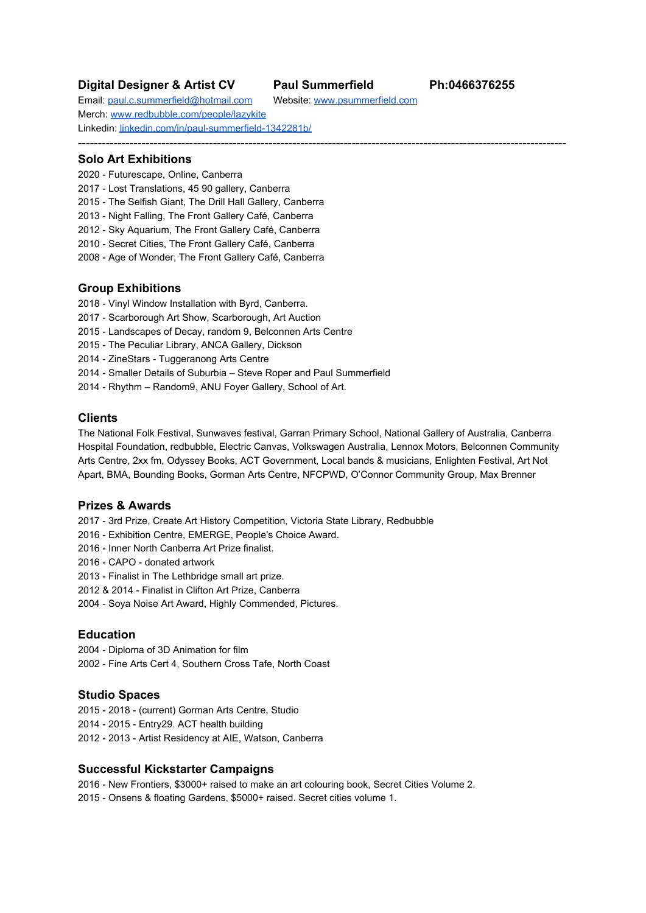**Digital Designer & Artist CV** **Paul Summerfield** **Ph:0466376255**

Email: paul.c.summerfield@hotmail.com Website: www.psummerfield.com
Merch: www.redbubble.com/people/lazykite
Linkedin: linkedin.com/in/paul-summerfield-1342281b/

---

## Solo Art Exhibitions

2020 - Futurescape, Online, Canberra
2017 - Lost Translations, 45 90 gallery, Canberra
2015 - The Selfish Giant, The Drill Hall Gallery, Canberra
2013 - Night Falling, The Front Gallery Café, Canberra
2012 - Sky Aquarium, The Front Gallery Café, Canberra
2010 - Secret Cities, The Front Gallery Café, Canberra
2008 - Age of Wonder, The Front Gallery Café, Canberra

## Group Exhibitions

2018 - Vinyl Window Installation with Byrd, Canberra.
2017 - Scarborough Art Show, Scarborough, Art Auction
2015 - Landscapes of Decay, random 9, Belconnen Arts Centre
2015 - The Peculiar Library, ANCA Gallery, Dickson
2014 - ZineStars - Tuggeranong Arts Centre
2014 - Smaller Details of Suburbia – Steve Roper and Paul Summerfield
2014 - Rhythm – Random9, ANU Foyer Gallery, School of Art.

## Clients

The National Folk Festival, Sunwaves festival, Garran Primary School, National Gallery of Australia, Canberra Hospital Foundation, redbubble, Electric Canvas, Volkswagen Australia, Lennox Motors, Belconnen Community Arts Centre, 2xx fm, Odyssey Books, ACT Government, Local bands & musicians, Enlighten Festival, Art Not Apart, BMA, Bounding Books, Gorman Arts Centre, NFCPWD, O'Connor Community Group, Max Brenner

## Prizes & Awards

2017 - 3rd Prize, Create Art History Competition, Victoria State Library, Redbubble
2016 - Exhibition Centre, EMERGE, People's Choice Award.
2016 - Inner North Canberra Art Prize finalist.
2016 - CAPO - donated artwork
2013 - Finalist in The Lethbridge small art prize.
2012 & 2014 - Finalist in Clifton Art Prize, Canberra
2004 - Soya Noise Art Award, Highly Commended, Pictures.

## Education

2004 - Diploma of 3D Animation for film
2002 - Fine Arts Cert 4, Southern Cross Tafe, North Coast

## Studio Spaces

2015 - 2018 - (current) Gorman Arts Centre, Studio
2014 - 2015 - Entry29. ACT health building
2012 - 2013 - Artist Residency at AIE, Watson, Canberra

## Successful Kickstarter Campaigns

2016 - New Frontiers, $3000+ raised to make an art colouring book, Secret Cities Volume 2.
2015 - Onsens & floating Gardens, $5000+ raised. Secret cities volume 1.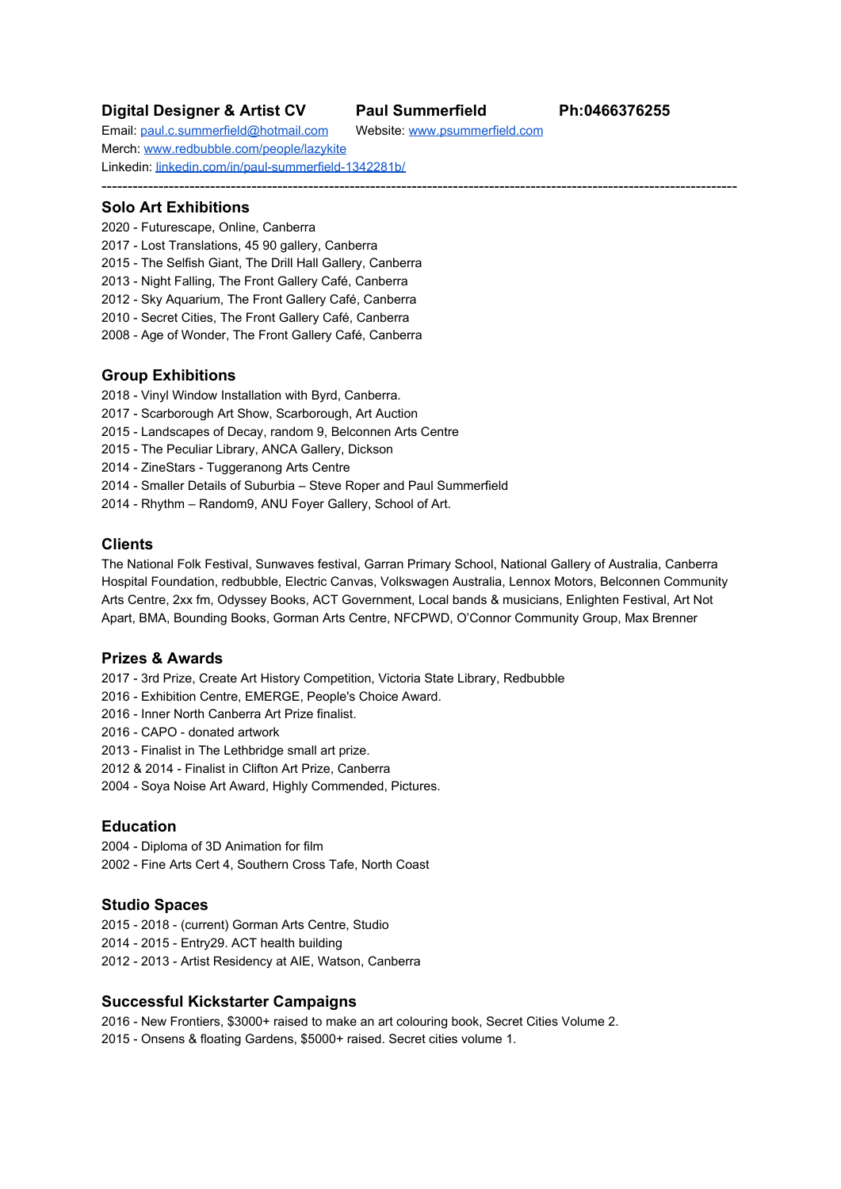**Digital Designer & Artist CV** **Paul Summerfield** **Ph:0466376255**

Email: [paul.c.summerfield@hotmail.com](mailto:paul.c.summerfield@hotmail.com) Website: [www.psummerfield.com](http://www.psummerfield.com)

Merch: [www.redbubble.com/people/lazykite](http://www.redbubble.com/people/lazykite)

Linkedin: [linkedin.com/in/paul-summerfield-1342281b/](https://linkedin.com/in/paul-summerfield-1342281b/)

---

## Solo Art Exhibitions

2020 - Futurescape, Online, Canberra
2017 - Lost Translations, 45 90 gallery, Canberra
2015 - The Selfish Giant, The Drill Hall Gallery, Canberra
2013 - Night Falling, The Front Gallery Café, Canberra
2012 - Sky Aquarium, The Front Gallery Café, Canberra
2010 - Secret Cities, The Front Gallery Café, Canberra
2008 - Age of Wonder, The Front Gallery Café, Canberra

## Group Exhibitions

2018 - Vinyl Window Installation with Byrd, Canberra.
2017 - Scarborough Art Show, Scarborough, Art Auction
2015 - Landscapes of Decay, random 9, Belconnen Arts Centre
2015 - The Peculiar Library, ANCA Gallery, Dickson
2014 - ZineStars - Tuggeranong Arts Centre
2014 - Smaller Details of Suburbia – Steve Roper and Paul Summerfield
2014 - Rhythm – Random9, ANU Foyer Gallery, School of Art.

## Clients

The National Folk Festival, Sunwaves festival, Garran Primary School, National Gallery of Australia, Canberra Hospital Foundation, redbubble, Electric Canvas, Volkswagen Australia, Lennox Motors, Belconnen Community Arts Centre, 2xx fm, Odyssey Books, ACT Government, Local bands & musicians, Enlighten Festival, Art Not Apart, BMA, Bounding Books, Gorman Arts Centre, NFCPWD, O'Connor Community Group, Max Brenner

## Prizes & Awards

2017 - 3rd Prize, Create Art History Competition, Victoria State Library, Redbubble
2016 - Exhibition Centre, EMERGE, People's Choice Award.
2016 - Inner North Canberra Art Prize finalist.
2016 - CAPO - donated artwork
2013 - Finalist in The Lethbridge small art prize.
2012 & 2014 - Finalist in Clifton Art Prize, Canberra
2004 - Soya Noise Art Award, Highly Commended, Pictures.

## Education

2004 - Diploma of 3D Animation for film
2002 - Fine Arts Cert 4, Southern Cross Tafe, North Coast

## Studio Spaces

2015 - 2018 - (current) Gorman Arts Centre, Studio
2014 - 2015 - Entry29. ACT health building
2012 - 2013 - Artist Residency at AIE, Watson, Canberra

## Successful Kickstarter Campaigns

2016 - New Frontiers, $3000+ raised to make an art colouring book, Secret Cities Volume 2.
2015 - Onsens & floating Gardens, $5000+ raised. Secret cities volume 1.